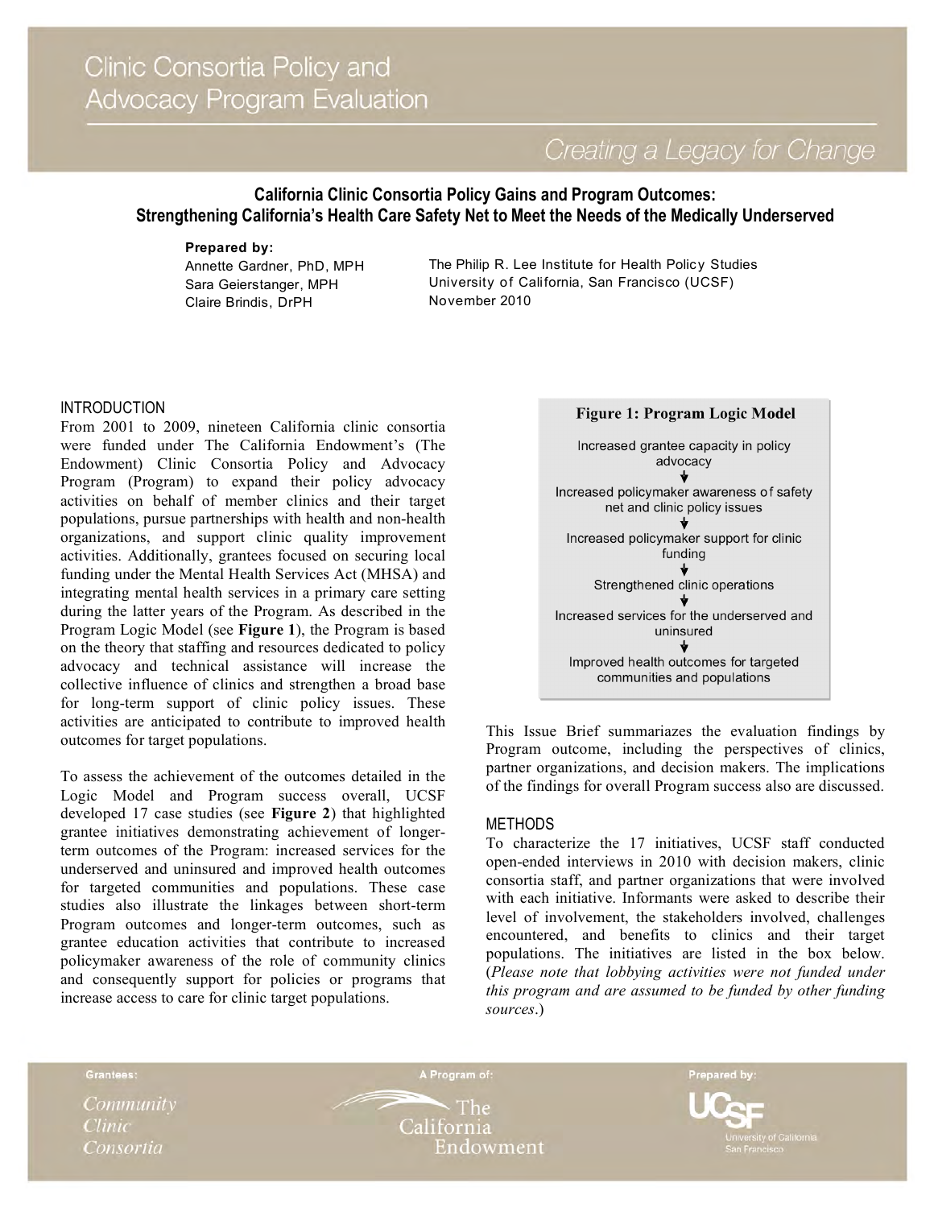# Clinic Consortia Policy and Advocacy Program Evaluation

*Creating a Legacy for Change*

## California Clinic Consortia Policy Gains and Program Outcomes: Strengthening California's Health Care Safety Net to Meet the Needs of the Medically Underserved

**Prepared by:**

Annette Gardner, PhD, MPH
Sara Geierstanger, MPH
Claire Brindis, DrPH

The Philip R. Lee Institute for Health Policy Studies
University of California, San Francisco (UCSF)
November 2010

### INTRODUCTION

From 2001 to 2009, nineteen California clinic consortia were funded under The California Endowment's (The Endowment) Clinic Consortia Policy and Advocacy Program (Program) to expand their policy advocacy activities on behalf of member clinics and their target populations, pursue partnerships with health and non-health organizations, and support clinic quality improvement activities. Additionally, grantees focused on securing local funding under the Mental Health Services Act (MHSA) and integrating mental health services in a primary care setting during the latter years of the Program. As described in the Program Logic Model (see **Figure 1**), the Program is based on the theory that staffing and resources dedicated to policy advocacy and technical assistance will increase the collective influence of clinics and strengthen a broad base for long-term support of clinic policy issues. These activities are anticipated to contribute to improved health outcomes for target populations.

To assess the achievement of the outcomes detailed in the Logic Model and Program success overall, UCSF developed 17 case studies (see **Figure 2**) that highlighted grantee initiatives demonstrating achievement of longer-term outcomes of the Program: increased services for the underserved and uninsured and improved health outcomes for targeted communities and populations. These case studies also illustrate the linkages between short-term Program outcomes and longer-term outcomes, such as grantee education activities that contribute to increased policymaker awareness of the role of community clinics and consequently support for policies or programs that increase access to care for clinic target populations.

**Figure 1: Program Logic Model**

Increased grantee capacity in policy advocacy
↓
Increased policymaker awareness of safety net and clinic policy issues
↓
Increased policymaker support for clinic funding
↓
Strengthened clinic operations
↓
Increased services for the underserved and uninsured
↓
Improved health outcomes for targeted communities and populations

This Issue Brief summariazes the evaluation findings by Program outcome, including the perspectives of clinics, partner organizations, and decision makers. The implications of the findings for overall Program success also are discussed.

### METHODS

To characterize the 17 initiatives, UCSF staff conducted open-ended interviews in 2010 with decision makers, clinic consortia staff, and partner organizations that were involved with each initiative. Informants were asked to describe their level of involvement, the stakeholders involved, challenges encountered, and benefits to clinics and their target populations. The initiatives are listed in the box below. (*Please note that lobbying activities were not funded under this program and are assumed to be funded by other funding sources.*)

Grantees: Community Clinic Consortia | A Program of: The California Endowment | Prepared by: UCSF University of California San Francisco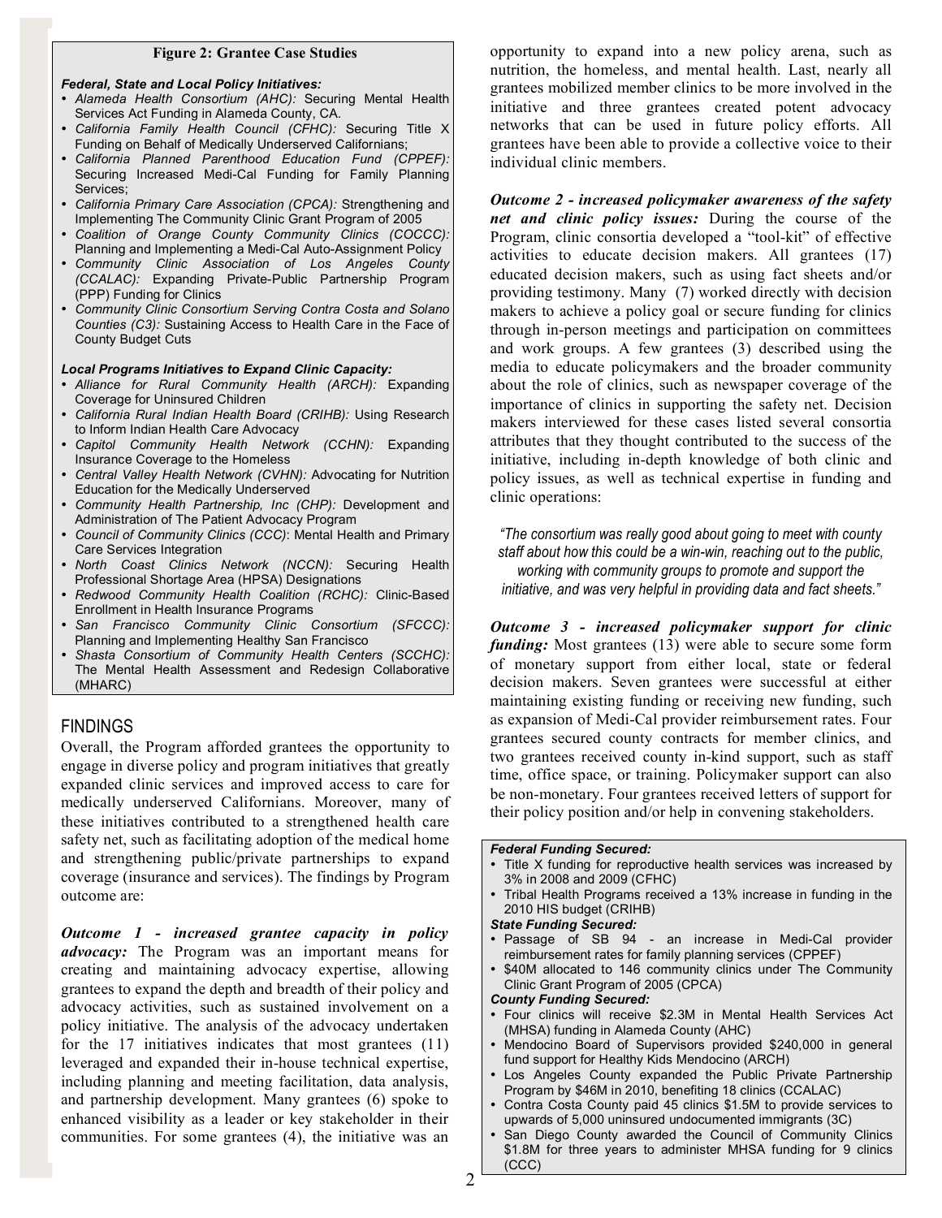**Figure 2: Grantee Case Studies**

***Federal, State and Local Policy Initiatives:***

- *Alameda Health Consortium (AHC):* Securing Mental Health Services Act Funding in Alameda County, CA.
- *California Family Health Council (CFHC):* Securing Title X Funding on Behalf of Medically Underserved Californians;
- *California Planned Parenthood Education Fund (CPPEF):* Securing Increased Medi-Cal Funding for Family Planning Services;
- *California Primary Care Association (CPCA):* Strengthening and Implementing The Community Clinic Grant Program of 2005
- *Coalition of Orange County Community Clinics (COCCC):* Planning and Implementing a Medi-Cal Auto-Assignment Policy
- *Community Clinic Association of Los Angeles County (CCALAC):* Expanding Private-Public Partnership Program (PPP) Funding for Clinics
- *Community Clinic Consortium Serving Contra Costa and Solano Counties (C3):* Sustaining Access to Health Care in the Face of County Budget Cuts

***Local Programs Initiatives to Expand Clinic Capacity:***

- *Alliance for Rural Community Health (ARCH):* Expanding Coverage for Uninsured Children
- *California Rural Indian Health Board (CRIHB):* Using Research to Inform Indian Health Care Advocacy
- *Capitol Community Health Network (CCHN):* Expanding Insurance Coverage to the Homeless
- *Central Valley Health Network (CVHN):* Advocating for Nutrition Education for the Medically Underserved
- *Community Health Partnership, Inc (CHP):* Development and Administration of The Patient Advocacy Program
- *Council of Community Clinics (CCC)*: Mental Health and Primary Care Services Integration
- *North Coast Clinics Network (NCCN):* Securing Health Professional Shortage Area (HPSA) Designations
- *Redwood Community Health Coalition (RCHC):* Clinic-Based Enrollment in Health Insurance Programs
- *San Francisco Community Clinic Consortium (SFCCC):* Planning and Implementing Healthy San Francisco
- *Shasta Consortium of Community Health Centers (SCCHC):* The Mental Health Assessment and Redesign Collaborative (MHARC)

## FINDINGS

Overall, the Program afforded grantees the opportunity to engage in diverse policy and program initiatives that greatly expanded clinic services and improved access to care for medically underserved Californians. Moreover, many of these initiatives contributed to a strengthened health care safety net, such as facilitating adoption of the medical home and strengthening public/private partnerships to expand coverage (insurance and services). The findings by Program outcome are:

***Outcome 1 - increased grantee capacity in policy advocacy:*** The Program was an important means for creating and maintaining advocacy expertise, allowing grantees to expand the depth and breadth of their policy and advocacy activities, such as sustained involvement on a policy initiative. The analysis of the advocacy undertaken for the 17 initiatives indicates that most grantees (11) leveraged and expanded their in-house technical expertise, including planning and meeting facilitation, data analysis, and partnership development. Many grantees (6) spoke to enhanced visibility as a leader or key stakeholder in their communities. For some grantees (4), the initiative was an opportunity to expand into a new policy arena, such as nutrition, the homeless, and mental health. Last, nearly all grantees mobilized member clinics to be more involved in the initiative and three grantees created potent advocacy networks that can be used in future policy efforts. All grantees have been able to provide a collective voice to their individual clinic members.

***Outcome 2 - increased policymaker awareness of the safety net and clinic policy issues:*** During the course of the Program, clinic consortia developed a "tool-kit" of effective activities to educate decision makers. All grantees (17) educated decision makers, such as using fact sheets and/or providing testimony. Many (7) worked directly with decision makers to achieve a policy goal or secure funding for clinics through in-person meetings and participation on committees and work groups. A few grantees (3) described using the media to educate policymakers and the broader community about the role of clinics, such as newspaper coverage of the importance of clinics in supporting the safety net. Decision makers interviewed for these cases listed several consortia attributes that they thought contributed to the success of the initiative, including in-depth knowledge of both clinic and policy issues, as well as technical expertise in funding and clinic operations:

*"The consortium was really good about going to meet with county staff about how this could be a win-win, reaching out to the public, working with community groups to promote and support the initiative, and was very helpful in providing data and fact sheets."*

***Outcome 3 - increased policymaker support for clinic funding:*** Most grantees (13) were able to secure some form of monetary support from either local, state or federal decision makers. Seven grantees were successful at either maintaining existing funding or receiving new funding, such as expansion of Medi-Cal provider reimbursement rates. Four grantees secured county contracts for member clinics, and two grantees received county in-kind support, such as staff time, office space, or training. Policymaker support can also be non-monetary. Four grantees received letters of support for their policy position and/or help in convening stakeholders.

***Federal Funding Secured:***

- Title X funding for reproductive health services was increased by 3% in 2008 and 2009 (CFHC)
- Tribal Health Programs received a 13% increase in funding in the 2010 HIS budget (CRIHB)

***State Funding Secured:***

- Passage of SB 94 - an increase in Medi-Cal provider reimbursement rates for family planning services (CPPEF)
- $40M allocated to 146 community clinics under The Community Clinic Grant Program of 2005 (CPCA)

***County Funding Secured:***

- Four clinics will receive $2.3M in Mental Health Services Act (MHSA) funding in Alameda County (AHC)
- Mendocino Board of Supervisors provided $240,000 in general fund support for Healthy Kids Mendocino (ARCH)
- Los Angeles County expanded the Public Private Partnership Program by $46M in 2010, benefiting 18 clinics (CCALAC)
- Contra Costa County paid 45 clinics $1.5M to provide services to upwards of 5,000 uninsured undocumented immigrants (3C)
- San Diego County awarded the Council of Community Clinics $1.8M for three years to administer MHSA funding for 9 clinics (CCC)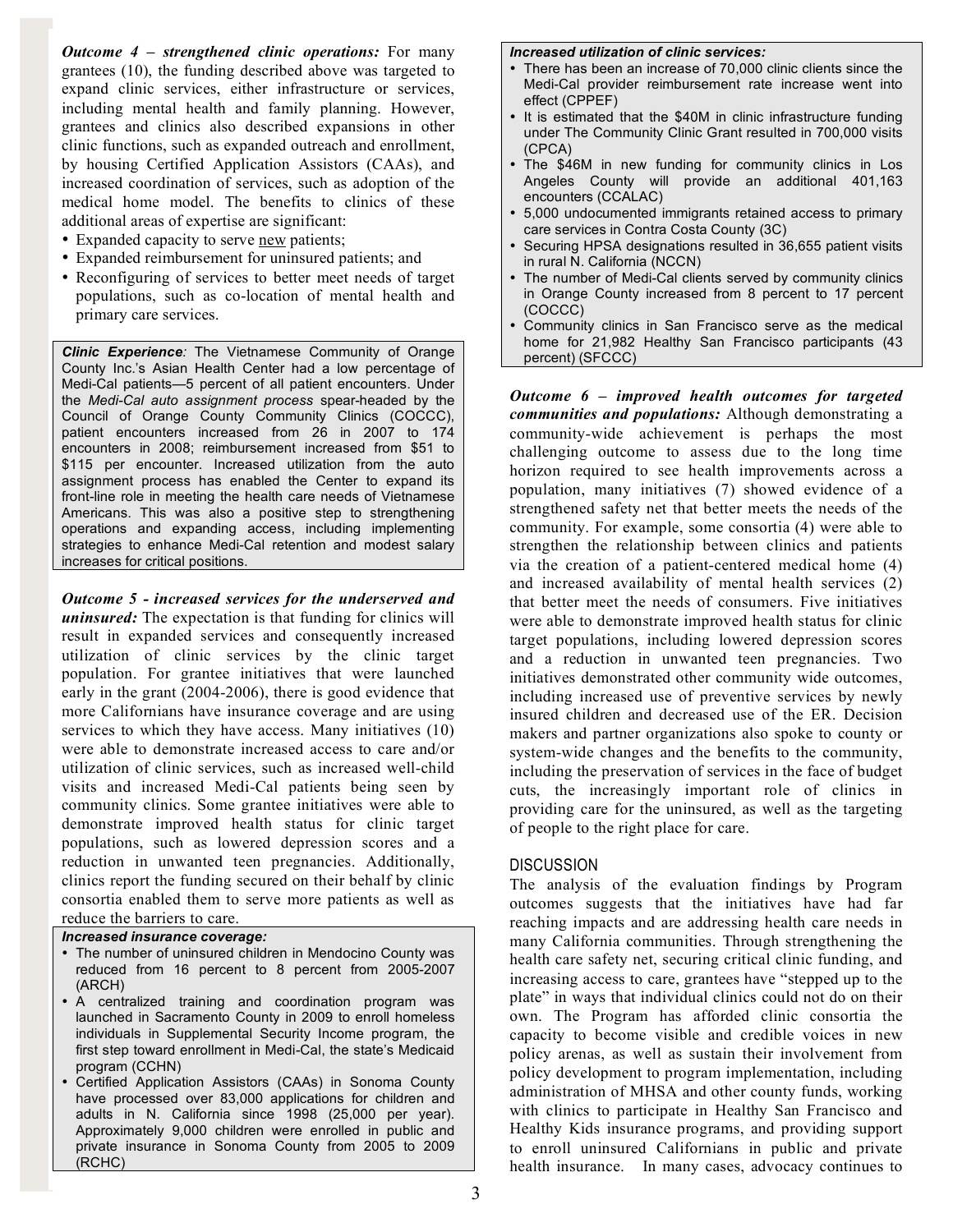***Outcome 4 – strengthened clinic operations:*** For many grantees (10), the funding described above was targeted to expand clinic services, either infrastructure or services, including mental health and family planning. However, grantees and clinics also described expansions in other clinic functions, such as expanded outreach and enrollment, by housing Certified Application Assistors (CAAs), and increased coordination of services, such as adoption of the medical home model. The benefits to clinics of these additional areas of expertise are significant:

- Expanded capacity to serve new patients;
- Expanded reimbursement for uninsured patients; and
- Reconfiguring of services to better meet needs of target populations, such as co-location of mental health and primary care services.

> ***Clinic Experience**:* The Vietnamese Community of Orange County Inc.'s Asian Health Center had a low percentage of Medi-Cal patients—5 percent of all patient encounters. Under the *Medi-Cal auto assignment process* spear-headed by the Council of Orange County Community Clinics (COCCC), patient encounters increased from 26 in 2007 to 174 encounters in 2008; reimbursement increased from $51 to $115 per encounter. Increased utilization from the auto assignment process has enabled the Center to expand its front-line role in meeting the health care needs of Vietnamese Americans. This was also a positive step to strengthening operations and expanding access, including implementing strategies to enhance Medi-Cal retention and modest salary increases for critical positions.

***Outcome 5 - increased services for the underserved and uninsured:*** The expectation is that funding for clinics will result in expanded services and consequently increased utilization of clinic services by the clinic target population. For grantee initiatives that were launched early in the grant (2004-2006), there is good evidence that more Californians have insurance coverage and are using services to which they have access. Many initiatives (10) were able to demonstrate increased access to care and/or utilization of clinic services, such as increased well-child visits and increased Medi-Cal patients being seen by community clinics. Some grantee initiatives were able to demonstrate improved health status for clinic target populations, such as lowered depression scores and a reduction in unwanted teen pregnancies. Additionally, clinics report the funding secured on their behalf by clinic consortia enabled them to serve more patients as well as reduce the barriers to care.

> ***Increased insurance coverage:***
> - The number of uninsured children in Mendocino County was reduced from 16 percent to 8 percent from 2005-2007 (ARCH)
> - A centralized training and coordination program was launched in Sacramento County in 2009 to enroll homeless individuals in Supplemental Security Income program, the first step toward enrollment in Medi-Cal, the state's Medicaid program (CCHN)
> - Certified Application Assistors (CAAs) in Sonoma County have processed over 83,000 applications for children and adults in N. California since 1998 (25,000 per year). Approximately 9,000 children were enrolled in public and private insurance in Sonoma County from 2005 to 2009 (RCHC)

> ***Increased utilization of clinic services:***
> - There has been an increase of 70,000 clinic clients since the Medi-Cal provider reimbursement rate increase went into effect (CPPEF)
> - It is estimated that the $40M in clinic infrastructure funding under The Community Clinic Grant resulted in 700,000 visits (CPCA)
> - The $46M in new funding for community clinics in Los Angeles County will provide an additional 401,163 encounters (CCALAC)
> - 5,000 undocumented immigrants retained access to primary care services in Contra Costa County (3C)
> - Securing HPSA designations resulted in 36,655 patient visits in rural N. California (NCCN)
> - The number of Medi-Cal clients served by community clinics in Orange County increased from 8 percent to 17 percent (COCCC)
> - Community clinics in San Francisco serve as the medical home for 21,982 Healthy San Francisco participants (43 percent) (SFCCC)

***Outcome 6 – improved health outcomes for targeted communities and populations:*** Although demonstrating a community-wide achievement is perhaps the most challenging outcome to assess due to the long time horizon required to see health improvements across a population, many initiatives (7) showed evidence of a strengthened safety net that better meets the needs of the community. For example, some consortia (4) were able to strengthen the relationship between clinics and patients via the creation of a patient-centered medical home (4) and increased availability of mental health services (2) that better meet the needs of consumers. Five initiatives were able to demonstrate improved health status for clinic target populations, including lowered depression scores and a reduction in unwanted teen pregnancies. Two initiatives demonstrated other community wide outcomes, including increased use of preventive services by newly insured children and decreased use of the ER. Decision makers and partner organizations also spoke to county or system-wide changes and the benefits to the community, including the preservation of services in the face of budget cuts, the increasingly important role of clinics in providing care for the uninsured, as well as the targeting of people to the right place for care.

## DISCUSSION

The analysis of the evaluation findings by Program outcomes suggests that the initiatives have had far reaching impacts and are addressing health care needs in many California communities. Through strengthening the health care safety net, securing critical clinic funding, and increasing access to care, grantees have "stepped up to the plate" in ways that individual clinics could not do on their own. The Program has afforded clinic consortia the capacity to become visible and credible voices in new policy arenas, as well as sustain their involvement from policy development to program implementation, including administration of MHSA and other county funds, working with clinics to participate in Healthy San Francisco and Healthy Kids insurance programs, and providing support to enroll uninsured Californians in public and private health insurance. In many cases, advocacy continues to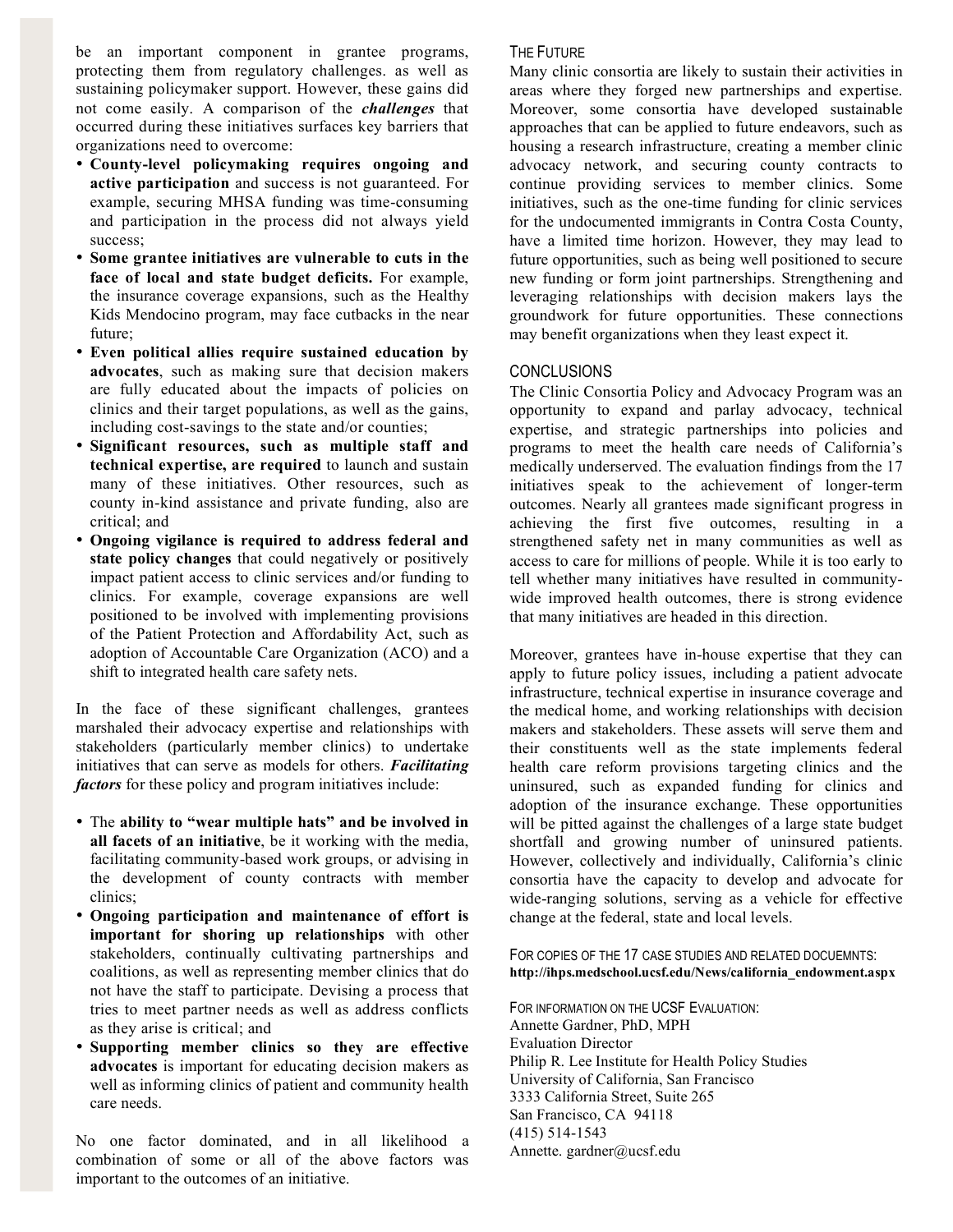be an important component in grantee programs, protecting them from regulatory challenges. as well as sustaining policymaker support. However, these gains did not come easily. A comparison of the ***challenges*** that occurred during these initiatives surfaces key barriers that organizations need to overcome:

- **County-level policymaking requires ongoing and active participation** and success is not guaranteed. For example, securing MHSA funding was time-consuming and participation in the process did not always yield success;
- **Some grantee initiatives are vulnerable to cuts in the face of local and state budget deficits.** For example, the insurance coverage expansions, such as the Healthy Kids Mendocino program, may face cutbacks in the near future;
- **Even political allies require sustained education by advocates**, such as making sure that decision makers are fully educated about the impacts of policies on clinics and their target populations, as well as the gains, including cost-savings to the state and/or counties;
- **Significant resources, such as multiple staff and technical expertise, are required** to launch and sustain many of these initiatives. Other resources, such as county in-kind assistance and private funding, also are critical; and
- **Ongoing vigilance is required to address federal and state policy changes** that could negatively or positively impact patient access to clinic services and/or funding to clinics. For example, coverage expansions are well positioned to be involved with implementing provisions of the Patient Protection and Affordability Act, such as adoption of Accountable Care Organization (ACO) and a shift to integrated health care safety nets.

In the face of these significant challenges, grantees marshaled their advocacy expertise and relationships with stakeholders (particularly member clinics) to undertake initiatives that can serve as models for others. ***Facilitating factors*** for these policy and program initiatives include:

- The **ability to "wear multiple hats" and be involved in all facets of an initiative**, be it working with the media, facilitating community-based work groups, or advising in the development of county contracts with member clinics;
- **Ongoing participation and maintenance of effort is important for shoring up relationships** with other stakeholders, continually cultivating partnerships and coalitions, as well as representing member clinics that do not have the staff to participate. Devising a process that tries to meet partner needs as well as address conflicts as they arise is critical; and
- **Supporting member clinics so they are effective advocates** is important for educating decision makers as well as informing clinics of patient and community health care needs.

No one factor dominated, and in all likelihood a combination of some or all of the above factors was important to the outcomes of an initiative.

## THE FUTURE

Many clinic consortia are likely to sustain their activities in areas where they forged new partnerships and expertise. Moreover, some consortia have developed sustainable approaches that can be applied to future endeavors, such as housing a research infrastructure, creating a member clinic advocacy network, and securing county contracts to continue providing services to member clinics. Some initiatives, such as the one-time funding for clinic services for the undocumented immigrants in Contra Costa County, have a limited time horizon. However, they may lead to future opportunities, such as being well positioned to secure new funding or form joint partnerships. Strengthening and leveraging relationships with decision makers lays the groundwork for future opportunities. These connections may benefit organizations when they least expect it.

## CONCLUSIONS

The Clinic Consortia Policy and Advocacy Program was an opportunity to expand and parlay advocacy, technical expertise, and strategic partnerships into policies and programs to meet the health care needs of California's medically underserved. The evaluation findings from the 17 initiatives speak to the achievement of longer-term outcomes. Nearly all grantees made significant progress in achieving the first five outcomes, resulting in a strengthened safety net in many communities as well as access to care for millions of people. While it is too early to tell whether many initiatives have resulted in community-wide improved health outcomes, there is strong evidence that many initiatives are headed in this direction.

Moreover, grantees have in-house expertise that they can apply to future policy issues, including a patient advocate infrastructure, technical expertise in insurance coverage and the medical home, and working relationships with decision makers and stakeholders. These assets will serve them and their constituents well as the state implements federal health care reform provisions targeting clinics and the uninsured, such as expanded funding for clinics and adoption of the insurance exchange. These opportunities will be pitted against the challenges of a large state budget shortfall and growing number of uninsured patients. However, collectively and individually, California's clinic consortia have the capacity to develop and advocate for wide-ranging solutions, serving as a vehicle for effective change at the federal, state and local levels.

FOR COPIES OF THE 17 CASE STUDIES AND RELATED DOCUEMNTS:
**http://ihps.medschool.ucsf.edu/News/california_endowment.aspx**

FOR INFORMATION ON THE UCSF EVALUATION:
Annette Gardner, PhD, MPH
Evaluation Director
Philip R. Lee Institute for Health Policy Studies
University of California, San Francisco
3333 California Street, Suite 265
San Francisco, CA 94118
(415) 514-1543
Annette. gardner@ucsf.edu